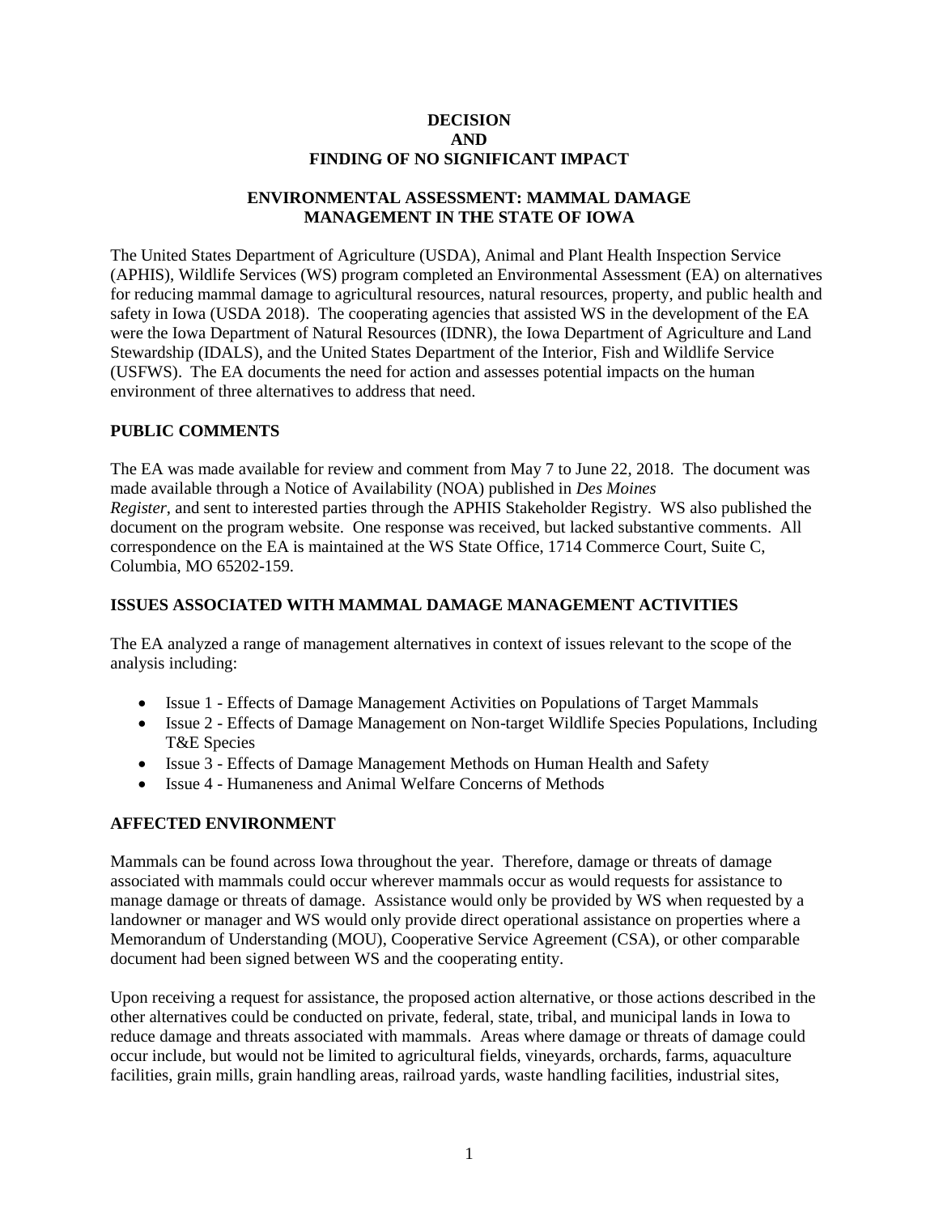# DECISION AND FINDING OF NO SIGNIFICANT IMPACT

## ENVIRONMENTAL ASSESSMENT: MAMMAL DAMAGE MANAGEMENT IN THE STATE OF IOWA

The United States Department of Agriculture (USDA), Animal and Plant Health Inspection Service (APHIS), Wildlife Services (WS) program completed an Environmental Assessment (EA) on alternatives for reducing mammal damage to agricultural resources, natural resources, property, and public health and safety in Iowa (USDA 2018). The cooperating agencies that assisted WS in the development of the EA were the Iowa Department of Natural Resources (IDNR), the Iowa Department of Agriculture and Land Stewardship (IDALS), and the United States Department of the Interior, Fish and Wildlife Service (USFWS). The EA documents the need for action and assesses potential impacts on the human environment of three alternatives to address that need.

### PUBLIC COMMENTS

The EA was made available for review and comment from May 7 to June 22, 2018. The document was made available through a Notice of Availability (NOA) published in *Des Moines Register*, and sent to interested parties through the APHIS Stakeholder Registry. WS also published the document on the program website. One response was received, but lacked substantive comments. All correspondence on the EA is maintained at the WS State Office, 1714 Commerce Court, Suite C, Columbia, MO 65202-159.

### ISSUES ASSOCIATED WITH MAMMAL DAMAGE MANAGEMENT ACTIVITIES

The EA analyzed a range of management alternatives in context of issues relevant to the scope of the analysis including:

- Issue 1 - Effects of Damage Management Activities on Populations of Target Mammals
- Issue 2 - Effects of Damage Management on Non-target Wildlife Species Populations, Including T&E Species
- Issue 3 - Effects of Damage Management Methods on Human Health and Safety
- Issue 4 - Humaneness and Animal Welfare Concerns of Methods

### AFFECTED ENVIRONMENT

Mammals can be found across Iowa throughout the year. Therefore, damage or threats of damage associated with mammals could occur wherever mammals occur as would requests for assistance to manage damage or threats of damage. Assistance would only be provided by WS when requested by a landowner or manager and WS would only provide direct operational assistance on properties where a Memorandum of Understanding (MOU), Cooperative Service Agreement (CSA), or other comparable document had been signed between WS and the cooperating entity.

Upon receiving a request for assistance, the proposed action alternative, or those actions described in the other alternatives could be conducted on private, federal, state, tribal, and municipal lands in Iowa to reduce damage and threats associated with mammals. Areas where damage or threats of damage could occur include, but would not be limited to agricultural fields, vineyards, orchards, farms, aquaculture facilities, grain mills, grain handling areas, railroad yards, waste handling facilities, industrial sites,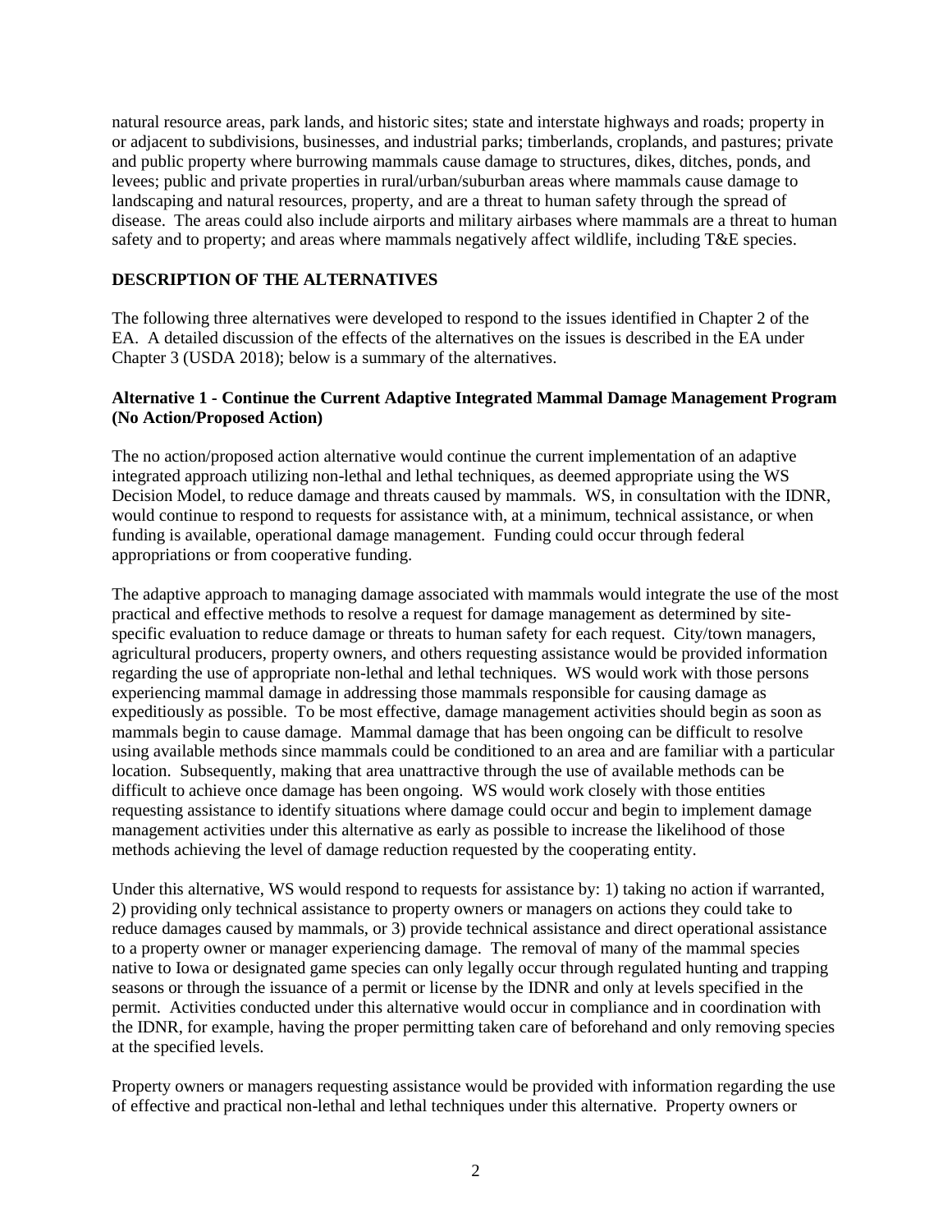natural resource areas, park lands, and historic sites; state and interstate highways and roads; property in or adjacent to subdivisions, businesses, and industrial parks; timberlands, croplands, and pastures; private and public property where burrowing mammals cause damage to structures, dikes, ditches, ponds, and levees; public and private properties in rural/urban/suburban areas where mammals cause damage to landscaping and natural resources, property, and are a threat to human safety through the spread of disease. The areas could also include airports and military airbases where mammals are a threat to human safety and to property; and areas where mammals negatively affect wildlife, including T&E species.

## DESCRIPTION OF THE ALTERNATIVES

The following three alternatives were developed to respond to the issues identified in Chapter 2 of the EA. A detailed discussion of the effects of the alternatives on the issues is described in the EA under Chapter 3 (USDA 2018); below is a summary of the alternatives.

### Alternative 1 - Continue the Current Adaptive Integrated Mammal Damage Management Program (No Action/Proposed Action)

The no action/proposed action alternative would continue the current implementation of an adaptive integrated approach utilizing non-lethal and lethal techniques, as deemed appropriate using the WS Decision Model, to reduce damage and threats caused by mammals. WS, in consultation with the IDNR, would continue to respond to requests for assistance with, at a minimum, technical assistance, or when funding is available, operational damage management. Funding could occur through federal appropriations or from cooperative funding.

The adaptive approach to managing damage associated with mammals would integrate the use of the most practical and effective methods to resolve a request for damage management as determined by site-specific evaluation to reduce damage or threats to human safety for each request. City/town managers, agricultural producers, property owners, and others requesting assistance would be provided information regarding the use of appropriate non-lethal and lethal techniques. WS would work with those persons experiencing mammal damage in addressing those mammals responsible for causing damage as expeditiously as possible. To be most effective, damage management activities should begin as soon as mammals begin to cause damage. Mammal damage that has been ongoing can be difficult to resolve using available methods since mammals could be conditioned to an area and are familiar with a particular location. Subsequently, making that area unattractive through the use of available methods can be difficult to achieve once damage has been ongoing. WS would work closely with those entities requesting assistance to identify situations where damage could occur and begin to implement damage management activities under this alternative as early as possible to increase the likelihood of those methods achieving the level of damage reduction requested by the cooperating entity.

Under this alternative, WS would respond to requests for assistance by: 1) taking no action if warranted, 2) providing only technical assistance to property owners or managers on actions they could take to reduce damages caused by mammals, or 3) provide technical assistance and direct operational assistance to a property owner or manager experiencing damage. The removal of many of the mammal species native to Iowa or designated game species can only legally occur through regulated hunting and trapping seasons or through the issuance of a permit or license by the IDNR and only at levels specified in the permit. Activities conducted under this alternative would occur in compliance and in coordination with the IDNR, for example, having the proper permitting taken care of beforehand and only removing species at the specified levels.

Property owners or managers requesting assistance would be provided with information regarding the use of effective and practical non-lethal and lethal techniques under this alternative. Property owners or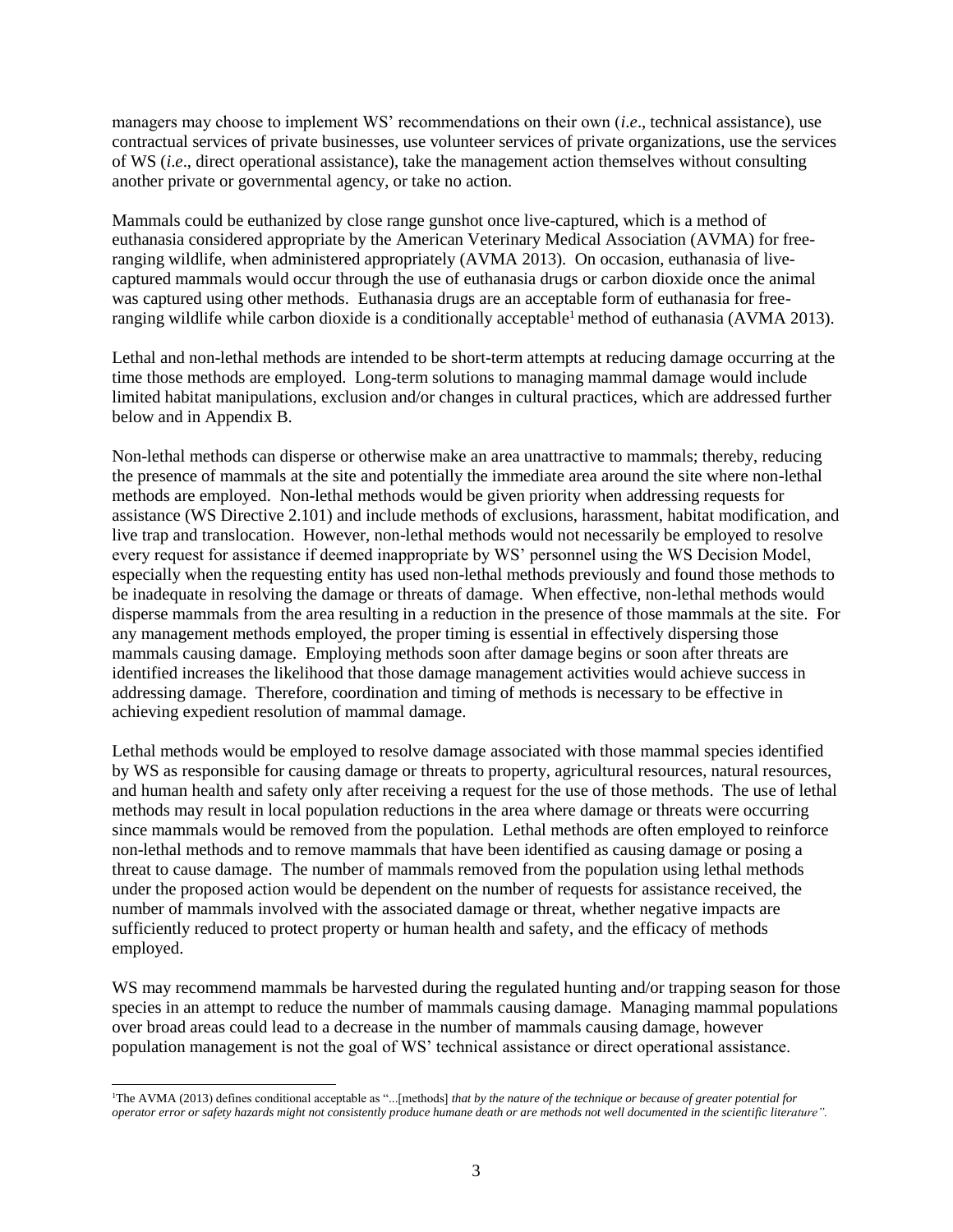managers may choose to implement WS' recommendations on their own (*i.e*., technical assistance), use contractual services of private businesses, use volunteer services of private organizations, use the services of WS (*i.e*., direct operational assistance), take the management action themselves without consulting another private or governmental agency, or take no action.

Mammals could be euthanized by close range gunshot once live-captured, which is a method of euthanasia considered appropriate by the American Veterinary Medical Association (AVMA) for free-ranging wildlife, when administered appropriately (AVMA 2013). On occasion, euthanasia of live-captured mammals would occur through the use of euthanasia drugs or carbon dioxide once the animal was captured using other methods. Euthanasia drugs are an acceptable form of euthanasia for free-ranging wildlife while carbon dioxide is a conditionally acceptable[1] method of euthanasia (AVMA 2013).

Lethal and non-lethal methods are intended to be short-term attempts at reducing damage occurring at the time those methods are employed. Long-term solutions to managing mammal damage would include limited habitat manipulations, exclusion and/or changes in cultural practices, which are addressed further below and in Appendix B.

Non-lethal methods can disperse or otherwise make an area unattractive to mammals; thereby, reducing the presence of mammals at the site and potentially the immediate area around the site where non-lethal methods are employed. Non-lethal methods would be given priority when addressing requests for assistance (WS Directive 2.101) and include methods of exclusions, harassment, habitat modification, and live trap and translocation. However, non-lethal methods would not necessarily be employed to resolve every request for assistance if deemed inappropriate by WS' personnel using the WS Decision Model, especially when the requesting entity has used non-lethal methods previously and found those methods to be inadequate in resolving the damage or threats of damage. When effective, non-lethal methods would disperse mammals from the area resulting in a reduction in the presence of those mammals at the site. For any management methods employed, the proper timing is essential in effectively dispersing those mammals causing damage. Employing methods soon after damage begins or soon after threats are identified increases the likelihood that those damage management activities would achieve success in addressing damage. Therefore, coordination and timing of methods is necessary to be effective in achieving expedient resolution of mammal damage.

Lethal methods would be employed to resolve damage associated with those mammal species identified by WS as responsible for causing damage or threats to property, agricultural resources, natural resources, and human health and safety only after receiving a request for the use of those methods. The use of lethal methods may result in local population reductions in the area where damage or threats were occurring since mammals would be removed from the population. Lethal methods are often employed to reinforce non-lethal methods and to remove mammals that have been identified as causing damage or posing a threat to cause damage. The number of mammals removed from the population using lethal methods under the proposed action would be dependent on the number of requests for assistance received, the number of mammals involved with the associated damage or threat, whether negative impacts are sufficiently reduced to protect property or human health and safety, and the efficacy of methods employed.

WS may recommend mammals be harvested during the regulated hunting and/or trapping season for those species in an attempt to reduce the number of mammals causing damage. Managing mammal populations over broad areas could lead to a decrease in the number of mammals causing damage, however population management is not the goal of WS' technical assistance or direct operational assistance.

[1]The AVMA (2013) defines conditional acceptable as "...[methods] *that by the nature of the technique or because of greater potential for operator error or safety hazards might not consistently produce humane death or are methods not well documented in the scientific literature".*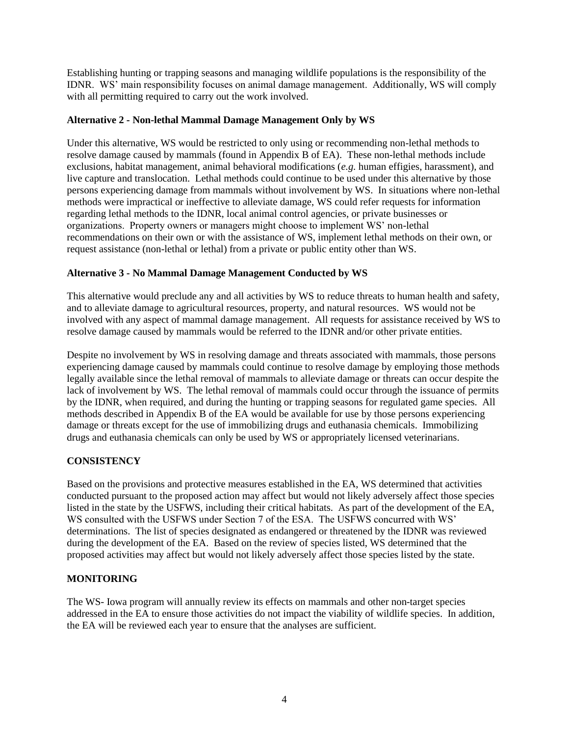Establishing hunting or trapping seasons and managing wildlife populations is the responsibility of the IDNR. WS' main responsibility focuses on animal damage management. Additionally, WS will comply with all permitting required to carry out the work involved.

**Alternative 2 - Non-lethal Mammal Damage Management Only by WS**

Under this alternative, WS would be restricted to only using or recommending non-lethal methods to resolve damage caused by mammals (found in Appendix B of EA). These non-lethal methods include exclusions, habitat management, animal behavioral modifications (*e.g.* human effigies, harassment), and live capture and translocation. Lethal methods could continue to be used under this alternative by those persons experiencing damage from mammals without involvement by WS. In situations where non-lethal methods were impractical or ineffective to alleviate damage, WS could refer requests for information regarding lethal methods to the IDNR, local animal control agencies, or private businesses or organizations. Property owners or managers might choose to implement WS' non-lethal recommendations on their own or with the assistance of WS, implement lethal methods on their own, or request assistance (non-lethal or lethal) from a private or public entity other than WS.

**Alternative 3 - No Mammal Damage Management Conducted by WS**

This alternative would preclude any and all activities by WS to reduce threats to human health and safety, and to alleviate damage to agricultural resources, property, and natural resources. WS would not be involved with any aspect of mammal damage management. All requests for assistance received by WS to resolve damage caused by mammals would be referred to the IDNR and/or other private entities.

Despite no involvement by WS in resolving damage and threats associated with mammals, those persons experiencing damage caused by mammals could continue to resolve damage by employing those methods legally available since the lethal removal of mammals to alleviate damage or threats can occur despite the lack of involvement by WS. The lethal removal of mammals could occur through the issuance of permits by the IDNR, when required, and during the hunting or trapping seasons for regulated game species. All methods described in Appendix B of the EA would be available for use by those persons experiencing damage or threats except for the use of immobilizing drugs and euthanasia chemicals. Immobilizing drugs and euthanasia chemicals can only be used by WS or appropriately licensed veterinarians.

**CONSISTENCY**

Based on the provisions and protective measures established in the EA, WS determined that activities conducted pursuant to the proposed action may affect but would not likely adversely affect those species listed in the state by the USFWS, including their critical habitats. As part of the development of the EA, WS consulted with the USFWS under Section 7 of the ESA. The USFWS concurred with WS' determinations. The list of species designated as endangered or threatened by the IDNR was reviewed during the development of the EA. Based on the review of species listed, WS determined that the proposed activities may affect but would not likely adversely affect those species listed by the state.

**MONITORING**

The WS- Iowa program will annually review its effects on mammals and other non-target species addressed in the EA to ensure those activities do not impact the viability of wildlife species. In addition, the EA will be reviewed each year to ensure that the analyses are sufficient.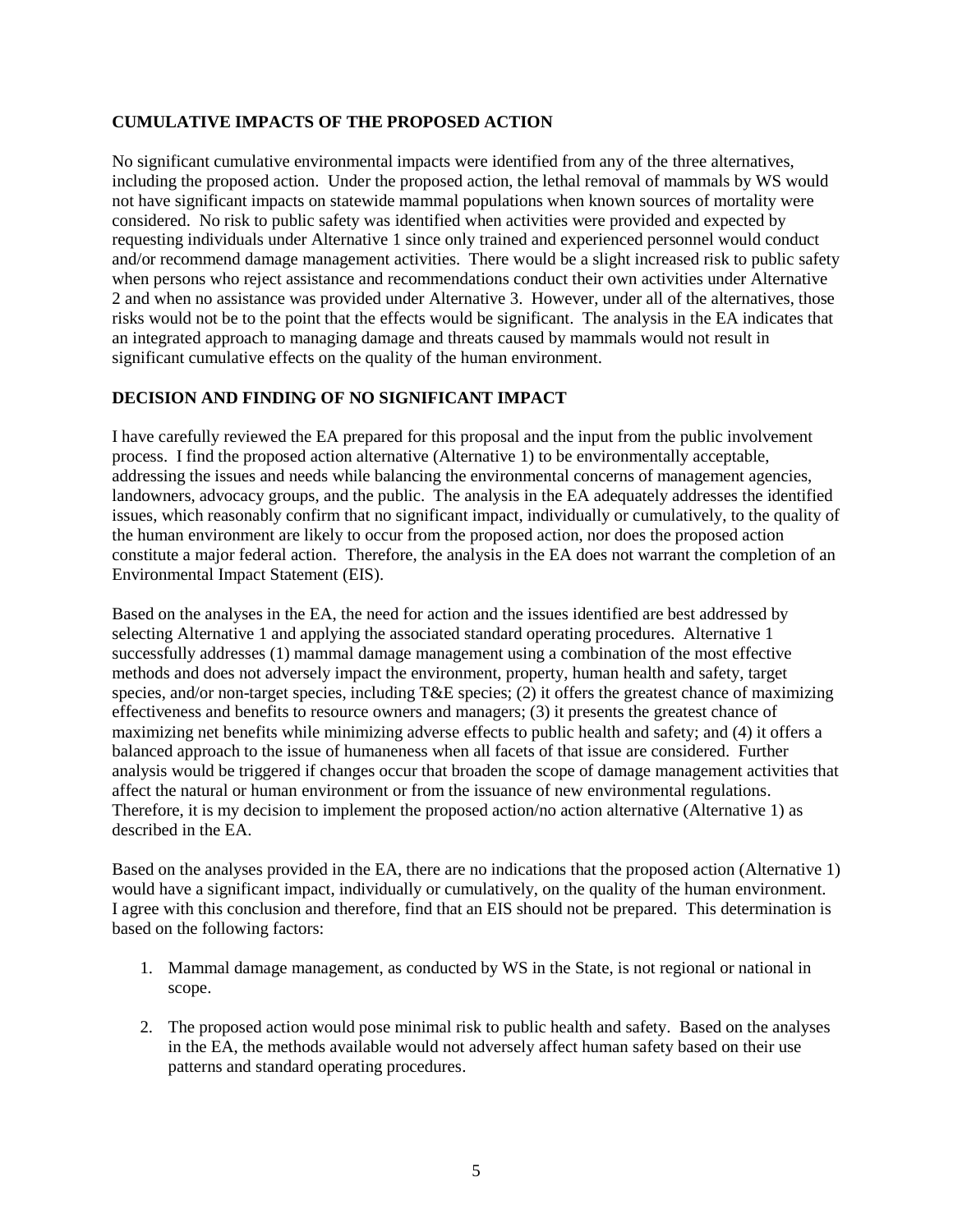## CUMULATIVE IMPACTS OF THE PROPOSED ACTION

No significant cumulative environmental impacts were identified from any of the three alternatives, including the proposed action. Under the proposed action, the lethal removal of mammals by WS would not have significant impacts on statewide mammal populations when known sources of mortality were considered. No risk to public safety was identified when activities were provided and expected by requesting individuals under Alternative 1 since only trained and experienced personnel would conduct and/or recommend damage management activities. There would be a slight increased risk to public safety when persons who reject assistance and recommendations conduct their own activities under Alternative 2 and when no assistance was provided under Alternative 3. However, under all of the alternatives, those risks would not be to the point that the effects would be significant. The analysis in the EA indicates that an integrated approach to managing damage and threats caused by mammals would not result in significant cumulative effects on the quality of the human environment.

## DECISION AND FINDING OF NO SIGNIFICANT IMPACT

I have carefully reviewed the EA prepared for this proposal and the input from the public involvement process. I find the proposed action alternative (Alternative 1) to be environmentally acceptable, addressing the issues and needs while balancing the environmental concerns of management agencies, landowners, advocacy groups, and the public. The analysis in the EA adequately addresses the identified issues, which reasonably confirm that no significant impact, individually or cumulatively, to the quality of the human environment are likely to occur from the proposed action, nor does the proposed action constitute a major federal action. Therefore, the analysis in the EA does not warrant the completion of an Environmental Impact Statement (EIS).

Based on the analyses in the EA, the need for action and the issues identified are best addressed by selecting Alternative 1 and applying the associated standard operating procedures. Alternative 1 successfully addresses (1) mammal damage management using a combination of the most effective methods and does not adversely impact the environment, property, human health and safety, target species, and/or non-target species, including T&E species; (2) it offers the greatest chance of maximizing effectiveness and benefits to resource owners and managers; (3) it presents the greatest chance of maximizing net benefits while minimizing adverse effects to public health and safety; and (4) it offers a balanced approach to the issue of humaneness when all facets of that issue are considered. Further analysis would be triggered if changes occur that broaden the scope of damage management activities that affect the natural or human environment or from the issuance of new environmental regulations. Therefore, it is my decision to implement the proposed action/no action alternative (Alternative 1) as described in the EA.

Based on the analyses provided in the EA, there are no indications that the proposed action (Alternative 1) would have a significant impact, individually or cumulatively, on the quality of the human environment. I agree with this conclusion and therefore, find that an EIS should not be prepared. This determination is based on the following factors:

1. Mammal damage management, as conducted by WS in the State, is not regional or national in scope.

2. The proposed action would pose minimal risk to public health and safety. Based on the analyses in the EA, the methods available would not adversely affect human safety based on their use patterns and standard operating procedures.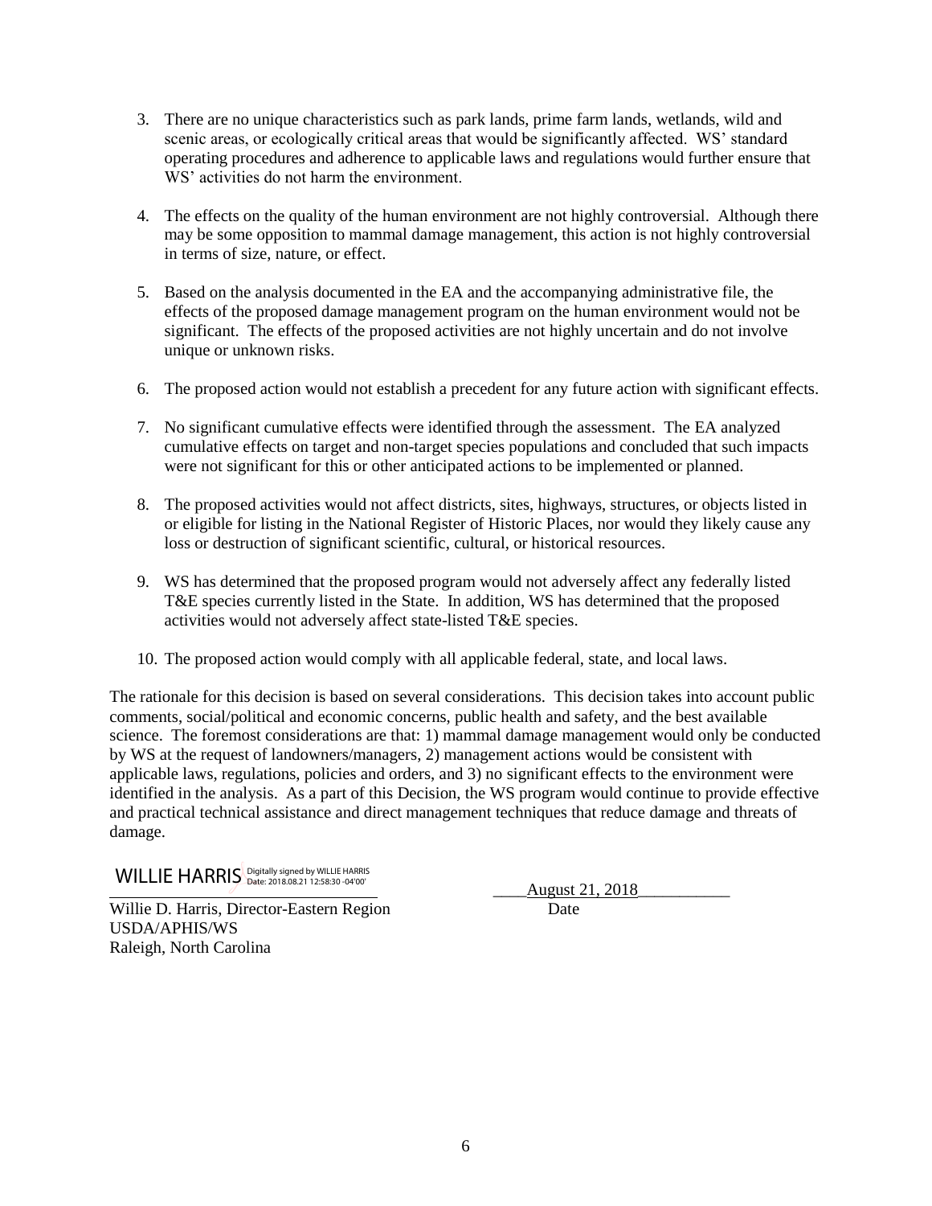3. There are no unique characteristics such as park lands, prime farm lands, wetlands, wild and scenic areas, or ecologically critical areas that would be significantly affected. WS' standard operating procedures and adherence to applicable laws and regulations would further ensure that WS' activities do not harm the environment.

4. The effects on the quality of the human environment are not highly controversial. Although there may be some opposition to mammal damage management, this action is not highly controversial in terms of size, nature, or effect.

5. Based on the analysis documented in the EA and the accompanying administrative file, the effects of the proposed damage management program on the human environment would not be significant. The effects of the proposed activities are not highly uncertain and do not involve unique or unknown risks.

6. The proposed action would not establish a precedent for any future action with significant effects.

7. No significant cumulative effects were identified through the assessment. The EA analyzed cumulative effects on target and non-target species populations and concluded that such impacts were not significant for this or other anticipated actions to be implemented or planned.

8. The proposed activities would not affect districts, sites, highways, structures, or objects listed in or eligible for listing in the National Register of Historic Places, nor would they likely cause any loss or destruction of significant scientific, cultural, or historical resources.

9. WS has determined that the proposed program would not adversely affect any federally listed T&E species currently listed in the State. In addition, WS has determined that the proposed activities would not adversely affect state-listed T&E species.

10. The proposed action would comply with all applicable federal, state, and local laws.

The rationale for this decision is based on several considerations. This decision takes into account public comments, social/political and economic concerns, public health and safety, and the best available science. The foremost considerations are that: 1) mammal damage management would only be conducted by WS at the request of landowners/managers, 2) management actions would be consistent with applicable laws, regulations, policies and orders, and 3) no significant effects to the environment were identified in the analysis. As a part of this Decision, the WS program would continue to provide effective and practical technical assistance and direct management techniques that reduce damage and threats of damage.

WILLIE HARRIS Digitally signed by WILLIE HARRIS Date: 2018.08.21 12:58:30 -04'00'

Willie D. Harris, Director-Eastern Region
USDA/APHIS/WS
Raleigh, North Carolina

August 21, 2018
Date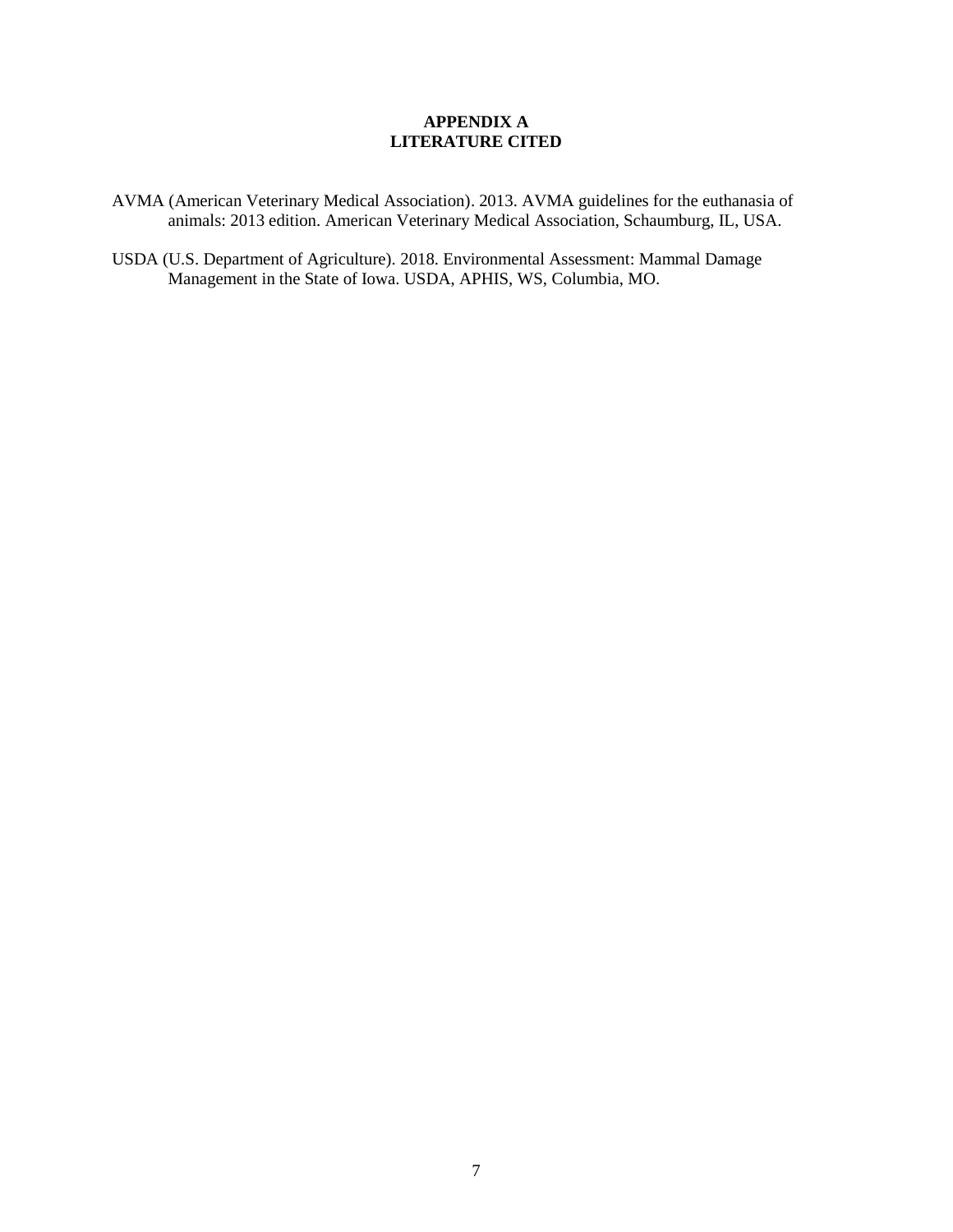# APPENDIX A
# LITERATURE CITED

AVMA (American Veterinary Medical Association). 2013. AVMA guidelines for the euthanasia of animals: 2013 edition. American Veterinary Medical Association, Schaumburg, IL, USA.

USDA (U.S. Department of Agriculture). 2018. Environmental Assessment: Mammal Damage Management in the State of Iowa. USDA, APHIS, WS, Columbia, MO.